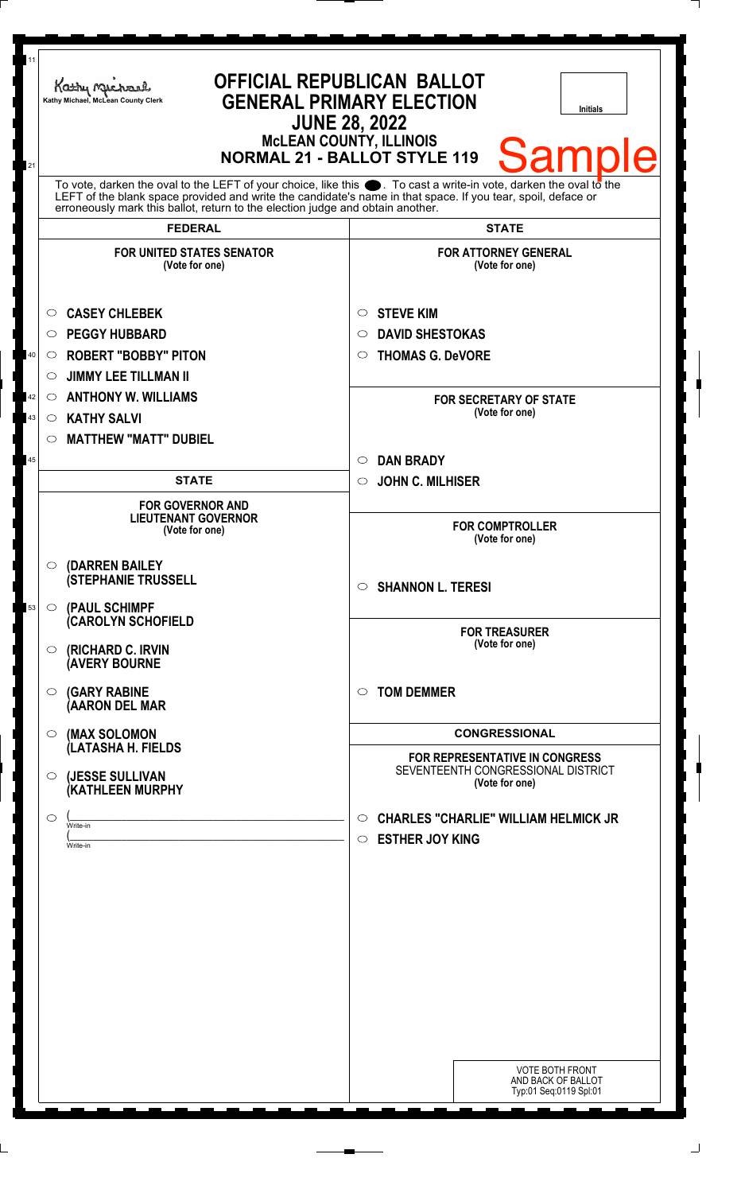Kathy Michael, McLean County Clerk

# OFFICIAL REPUBLICAN BALLOT
## GENERAL PRIMARY ELECTION
## JUNE 28, 2022
### McLEAN COUNTY, ILLINOIS
### NORMAL 21 - BALLOT STYLE 119

Initials

Sample

To vote, darken the oval to the LEFT of your choice, like this ●. To cast a write-in vote, darken the oval to the LEFT of the blank space provided and write the candidate's name in that space. If you tear, spoil, deface or erroneously mark this ballot, return to the election judge and obtain another.

## FEDERAL

### FOR UNITED STATES SENATOR
(Vote for one)

- ○ **CASEY CHLEBEK**
- ○ **PEGGY HUBBARD**
- ○ **ROBERT "BOBBY" PITON**
- ○ **JIMMY LEE TILLMAN II**
- ○ **ANTHONY W. WILLIAMS**
- ○ **KATHY SALVI**
- ○ **MATTHEW "MATT" DUBIEL**

## STATE

### FOR GOVERNOR AND LIEUTENANT GOVERNOR
(Vote for one)

- ○ **(DARREN BAILEY (STEPHANIE TRUSSELL**
- ○ **(PAUL SCHIMPF (CAROLYN SCHOFIELD**
- ○ **(RICHARD C. IRVIN (AVERY BOURNE**
- ○ **(GARY RABINE (AARON DEL MAR**
- ○ **(MAX SOLOMON (LATASHA H. FIELDS**
- ○ **(JESSE SULLIVAN (KATHLEEN MURPHY**
- ○ (\_\_\_\_\_\_\_\_\_\_\_\_\_\_\_\_\_\_\_\_ Write-in
  (\_\_\_\_\_\_\_\_\_\_\_\_\_\_\_\_\_\_\_\_ Write-in

## STATE

### FOR ATTORNEY GENERAL
(Vote for one)

- ○ **STEVE KIM**
- ○ **DAVID SHESTOKAS**
- ○ **THOMAS G. DeVORE**

### FOR SECRETARY OF STATE
(Vote for one)

- ○ **DAN BRADY**
- ○ **JOHN C. MILHISER**

### FOR COMPTROLLER
(Vote for one)

- ○ **SHANNON L. TERESI**

### FOR TREASURER
(Vote for one)

- ○ **TOM DEMMER**

## CONGRESSIONAL

### FOR REPRESENTATIVE IN CONGRESS
SEVENTEENTH CONGRESSIONAL DISTRICT
(Vote for one)

- ○ **CHARLES "CHARLIE" WILLIAM HELMICK JR**
- ○ **ESTHER JOY KING**

VOTE BOTH FRONT AND BACK OF BALLOT
Typ:01 Seq:0119 Spl:01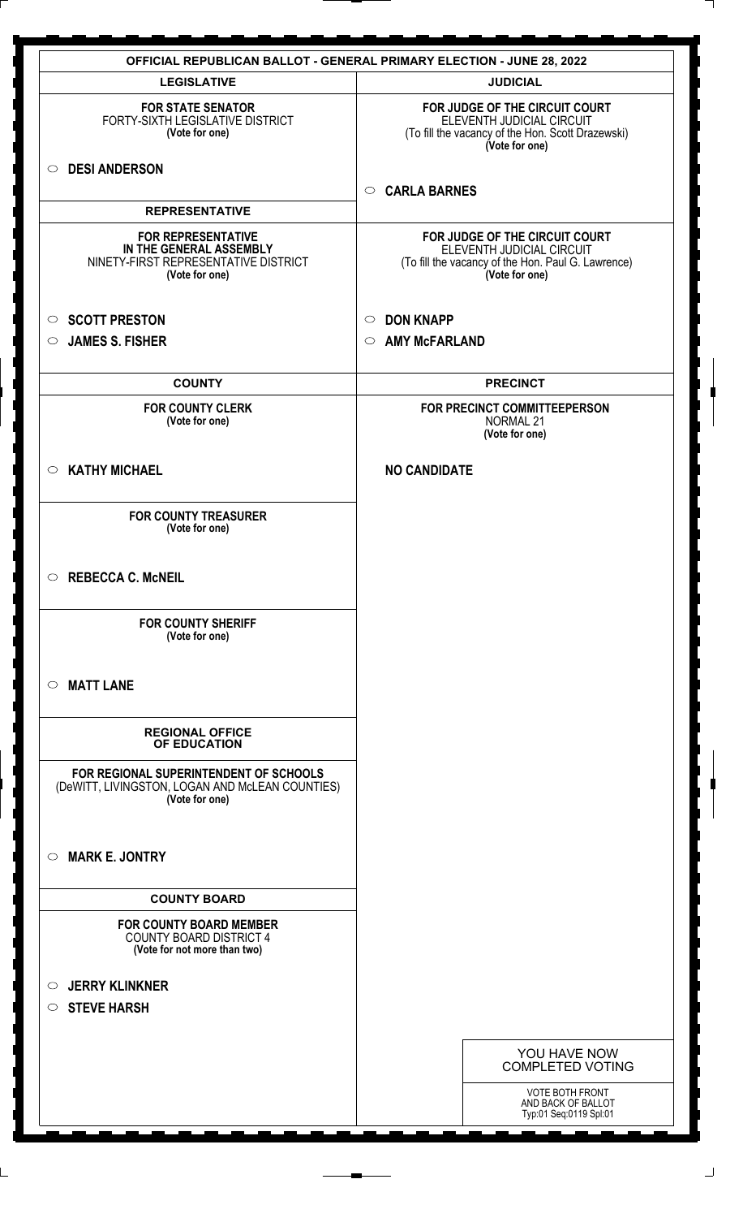# OFFICIAL REPUBLICAN BALLOT - GENERAL PRIMARY ELECTION - JUNE 28, 2022

## LEGISLATIVE

**FOR STATE SENATOR**
FORTY-SIXTH LEGISLATIVE DISTRICT
**(Vote for one)**

- ○ **DESI ANDERSON**

## REPRESENTATIVE

**FOR REPRESENTATIVE IN THE GENERAL ASSEMBLY**
NINETY-FIRST REPRESENTATIVE DISTRICT
**(Vote for one)**

- ○ **SCOTT PRESTON**
- ○ **JAMES S. FISHER**

## COUNTY

**FOR COUNTY CLERK**
**(Vote for one)**

- ○ **KATHY MICHAEL**

**FOR COUNTY TREASURER**
**(Vote for one)**

- ○ **REBECCA C. McNEIL**

**FOR COUNTY SHERIFF**
**(Vote for one)**

- ○ **MATT LANE**

## REGIONAL OFFICE OF EDUCATION

**FOR REGIONAL SUPERINTENDENT OF SCHOOLS**
(DeWITT, LIVINGSTON, LOGAN AND McLEAN COUNTIES)
**(Vote for one)**

- ○ **MARK E. JONTRY**

## COUNTY BOARD

**FOR COUNTY BOARD MEMBER**
COUNTY BOARD DISTRICT 4
**(Vote for not more than two)**

- ○ **JERRY KLINKNER**
- ○ **STEVE HARSH**

## JUDICIAL

**FOR JUDGE OF THE CIRCUIT COURT**
ELEVENTH JUDICIAL CIRCUIT
(To fill the vacancy of the Hon. Scott Drazewski)
**(Vote for one)**

- ○ **CARLA BARNES**

**FOR JUDGE OF THE CIRCUIT COURT**
ELEVENTH JUDICIAL CIRCUIT
(To fill the vacancy of the Hon. Paul G. Lawrence)
**(Vote for one)**

- ○ **DON KNAPP**
- ○ **AMY McFARLAND**

## PRECINCT

**FOR PRECINCT COMMITTEEPERSON**
NORMAL 21
**(Vote for one)**

**NO CANDIDATE**

YOU HAVE NOW COMPLETED VOTING

VOTE BOTH FRONT AND BACK OF BALLOT
Typ:01 Seq:0119 Spl:01